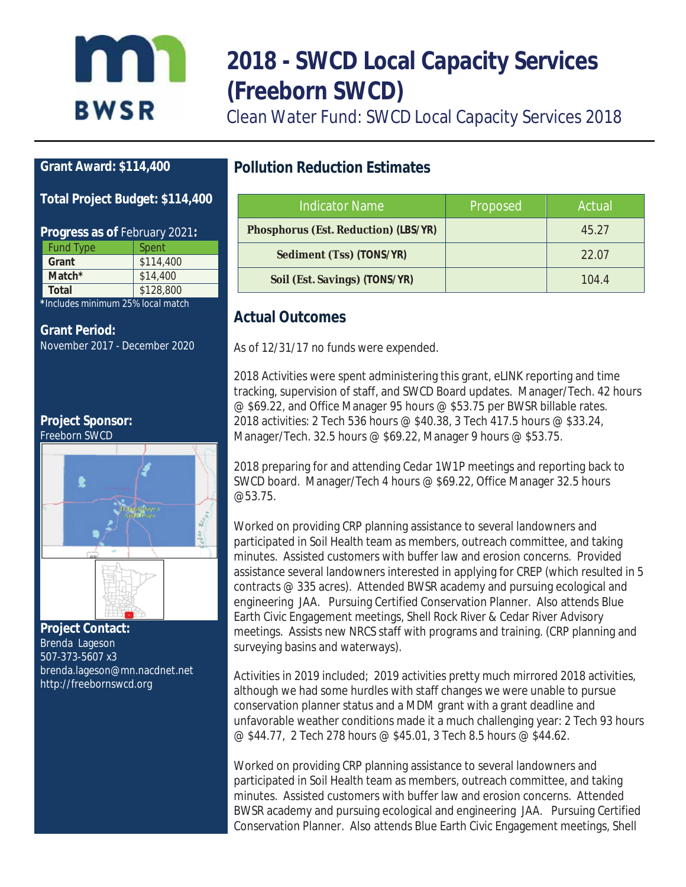# 2018 - SWCD Local Capacity Services (Freeborn SWCD)

Clean Water Fund: SWCD Local Capacity Services 2018

**Grant Award: $114,400**

**Total Project Budget: $114,400**

**Progress as of** February 2021**:**

| Fund Type | Spent |
|---|---|
| **Grant** | $114,400 |
| **Match*** | $14,400 |
| **Total** | $128,800 |

***Includes minimum 25% local match**

**Grant Period:**
November 2017 - December 2020

**Project Sponsor:**
Freeborn SWCD

**Project Contact:**
Brenda Lageson
507-373-5607 x3
brenda.lageson@mn.nacdnet.net
http://freebornswcd.org

## Pollution Reduction Estimates

| Indicator Name | Proposed | Actual |
|---|---|---|
| **Phosphorus (Est. Reduction) (LBS/YR)** | | 45.27 |
| **Sediment (Tss) (TONS/YR)** | | 22.07 |
| **Soil (Est. Savings) (TONS/YR)** | | 104.4 |

## Actual Outcomes

As of 12/31/17 no funds were expended.

2018 Activities were spent administering this grant, eLINK reporting and time tracking, supervision of staff, and SWCD Board updates. Manager/Tech. 42 hours @ $69.22, and Office Manager 95 hours @ $53.75 per BWSR billable rates. 2018 activities: 2 Tech 536 hours @ $40.38, 3 Tech 417.5 hours @ $33.24, Manager/Tech. 32.5 hours @ $69.22, Manager 9 hours @ $53.75.

2018 preparing for and attending Cedar 1W1P meetings and reporting back to SWCD board. Manager/Tech 4 hours @ $69.22, Office Manager 32.5 hours @53.75.

Worked on providing CRP planning assistance to several landowners and participated in Soil Health team as members, outreach committee, and taking minutes. Assisted customers with buffer law and erosion concerns. Provided assistance several landowners interested in applying for CREP (which resulted in 5 contracts @ 335 acres). Attended BWSR academy and pursuing ecological and engineering JAA. Pursuing Certified Conservation Planner. Also attends Blue Earth Civic Engagement meetings, Shell Rock River & Cedar River Advisory meetings. Assists new NRCS staff with programs and training. (CRP planning and surveying basins and waterways).

Activities in 2019 included; 2019 activities pretty much mirrored 2018 activities, although we had some hurdles with staff changes we were unable to pursue conservation planner status and a MDM grant with a grant deadline and unfavorable weather conditions made it a much challenging year: 2 Tech 93 hours @ $44.77, 2 Tech 278 hours @ $45.01, 3 Tech 8.5 hours @ $44.62.

Worked on providing CRP planning assistance to several landowners and participated in Soil Health team as members, outreach committee, and taking minutes. Assisted customers with buffer law and erosion concerns. Attended BWSR academy and pursuing ecological and engineering JAA. Pursuing Certified Conservation Planner. Also attends Blue Earth Civic Engagement meetings, Shell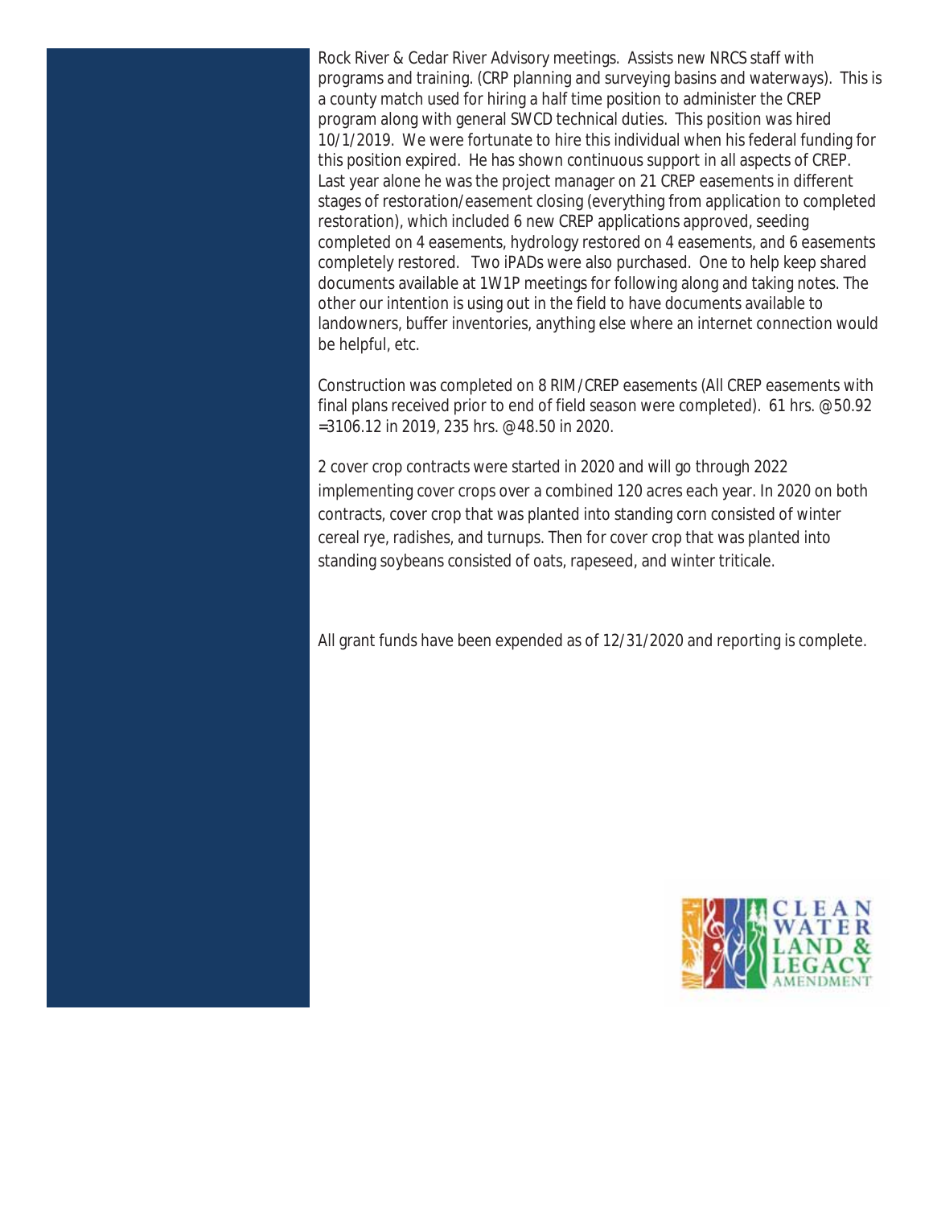Rock River & Cedar River Advisory meetings. Assists new NRCS staff with programs and training. (CRP planning and surveying basins and waterways). This is a county match used for hiring a half time position to administer the CREP program along with general SWCD technical duties. This position was hired 10/1/2019. We were fortunate to hire this individual when his federal funding for this position expired. He has shown continuous support in all aspects of CREP. Last year alone he was the project manager on 21 CREP easements in different stages of restoration/easement closing (everything from application to completed restoration), which included 6 new CREP applications approved, seeding completed on 4 easements, hydrology restored on 4 easements, and 6 easements completely restored. Two iPADs were also purchased. One to help keep shared documents available at 1W1P meetings for following along and taking notes. The other our intention is using out in the field to have documents available to landowners, buffer inventories, anything else where an internet connection would be helpful, etc.

Construction was completed on 8 RIM/CREP easements (All CREP easements with final plans received prior to end of field season were completed). 61 hrs. @50.92 =3106.12 in 2019, 235 hrs. @48.50 in 2020.

2 cover crop contracts were started in 2020 and will go through 2022 implementing cover crops over a combined 120 acres each year. In 2020 on both contracts, cover crop that was planted into standing corn consisted of winter cereal rye, radishes, and turnups. Then for cover crop that was planted into standing soybeans consisted of oats, rapeseed, and winter triticale.

All grant funds have been expended as of 12/31/2020 and reporting is complete.

CLEAN WATER LAND & LEGACY AMENDMENT